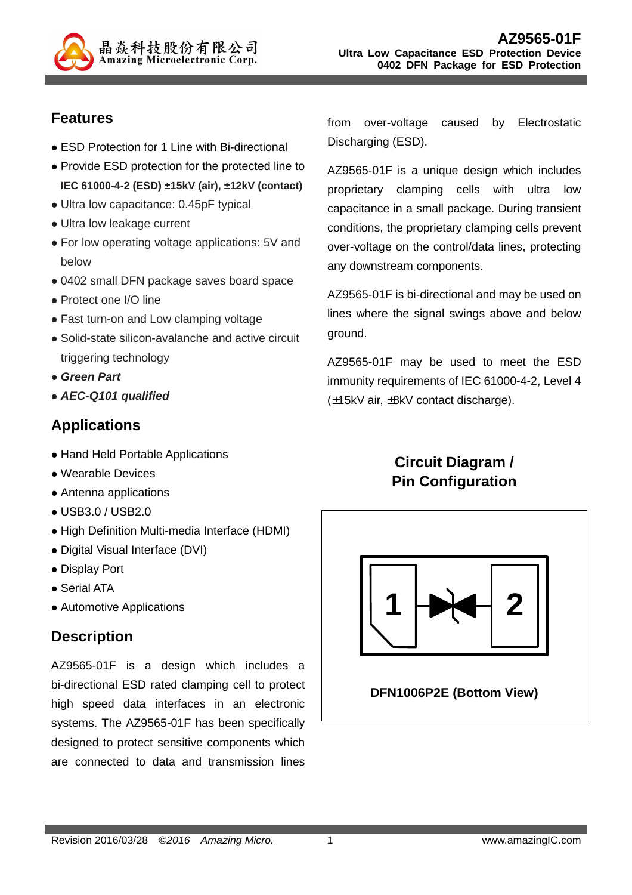# AZ9565-01F

**Ultra Low Capacitance ESD Protection Device**
**0402 DFN Package for ESD Protection**

## Features

- ESD Protection for 1 Line with Bi-directional
- Provide ESD protection for the protected line to **IEC 61000-4-2 (ESD) ±15kV (air), ±12kV (contact)**
- Ultra low capacitance: 0.45pF typical
- Ultra low leakage current
- For low operating voltage applications: 5V and below
- 0402 small DFN package saves board space
- Protect one I/O line
- Fast turn-on and Low clamping voltage
- Solid-state silicon-avalanche and active circuit triggering technology
- ***Green Part***
- ***AEC-Q101 qualified***

## Applications

- Hand Held Portable Applications
- Wearable Devices
- Antenna applications
- USB3.0 / USB2.0
- High Definition Multi-media Interface (HDMI)
- Digital Visual Interface (DVI)
- Display Port
- Serial ATA
- Automotive Applications

## Description

AZ9565-01F is a design which includes a bi-directional ESD rated clamping cell to protect high speed data interfaces in an electronic systems. The AZ9565-01F has been specifically designed to protect sensitive components which are connected to data and transmission lines from over-voltage caused by Electrostatic Discharging (ESD).

AZ9565-01F is a unique design which includes proprietary clamping cells with ultra low capacitance in a small package. During transient conditions, the proprietary clamping cells prevent over-voltage on the control/data lines, protecting any downstream components.

AZ9565-01F is bi-directional and may be used on lines where the signal swings above and below ground.

AZ9565-01F may be used to meet the ESD immunity requirements of IEC 61000-4-2, Level 4 (±15kV air, ±8kV contact discharge).

## Circuit Diagram / Pin Configuration

1 2

**DFN1006P2E (Bottom View)**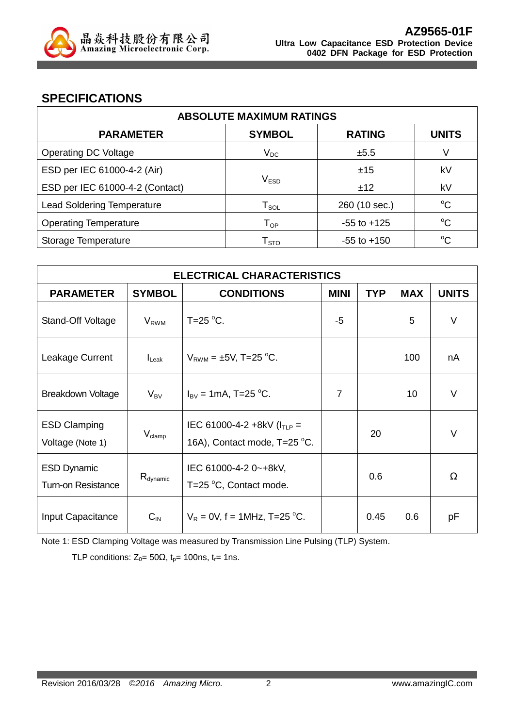## SPECIFICATIONS

| ABSOLUTE MAXIMUM RATINGS | | | |
|---|---|---|---|
| **PARAMETER** | **SYMBOL** | **RATING** | **UNITS** |
| Operating DC Voltage | $V_{DC}$ | ±5.5 | V |
| ESD per IEC 61000-4-2 (Air) | $V_{ESD}$ | ±15 | kV |
| ESD per IEC 61000-4-2 (Contact) | | ±12 | kV |
| Lead Soldering Temperature | $T_{SOL}$ | 260 (10 sec.) | °C |
| Operating Temperature | $T_{OP}$ | -55 to +125 | °C |
| Storage Temperature | $T_{STO}$ | -55 to +150 | °C |

| ELECTRICAL CHARACTERISTICS | | | | | | |
|---|---|---|---|---|---|---|
| **PARAMETER** | **SYMBOL** | **CONDITIONS** | **MINI** | **TYP** | **MAX** | **UNITS** |
| Stand-Off Voltage | $V_{RWM}$ | T=25 °C. | -5 | | 5 | V |
| Leakage Current | $I_{Leak}$ | $V_{RWM}$ = ±5V, T=25 °C. | | | 100 | nA |
| Breakdown Voltage | $V_{BV}$ | $I_{BV}$ = 1mA, T=25 °C. | 7 | | 10 | V |
| ESD Clamping Voltage (Note 1) | $V_{clamp}$ | IEC 61000-4-2 +8kV ($I_{TLP}$ = 16A), Contact mode, T=25 °C. | | 20 | | V |
| ESD Dynamic Turn-on Resistance | $R_{dynamic}$ | IEC 61000-4-2 0~+8kV, T=25 °C, Contact mode. | | 0.6 | | Ω |
| Input Capacitance | $C_{IN}$ | $V_R$ = 0V, f = 1MHz, T=25 °C. | | 0.45 | 0.6 | pF |

Note 1: ESD Clamping Voltage was measured by Transmission Line Pulsing (TLP) System.

TLP conditions: $Z_0$= 50Ω, $t_p$= 100ns, $t_r$= 1ns.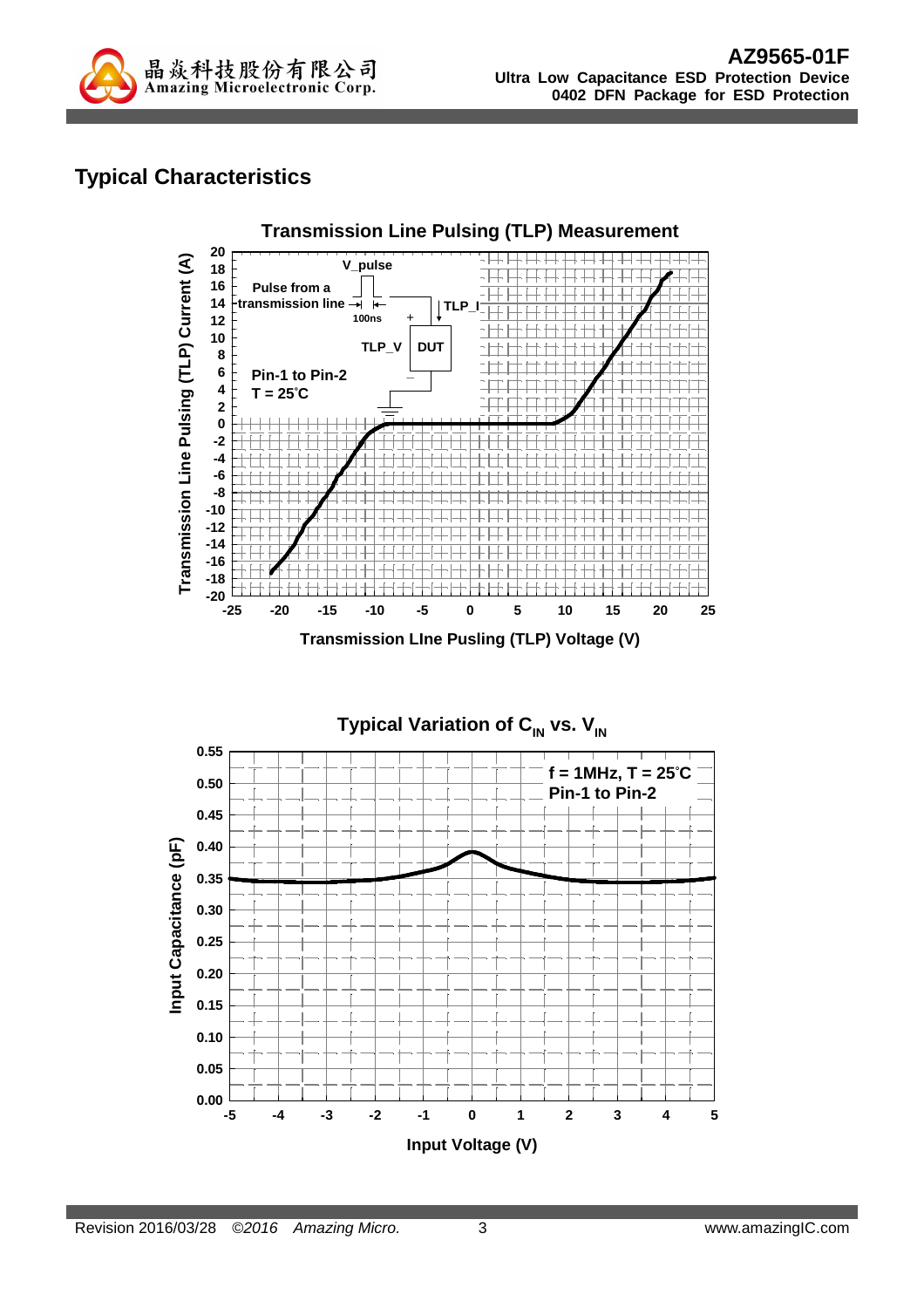## Typical Characteristics

**Transmission Line Pulsing (TLP) Measurement**

V_pulse

Pulse from a transmission line

100ns

TLP_I

TLP_V

DUT

Pin-1 to Pin-2
T = 25°C

Transmission Line Pulsing (TLP) Current (A)

Transmission LIne Pusling (TLP) Voltage (V)

**Typical Variation of $C_{IN}$ vs. $V_{IN}$**

f = 1MHz, T = 25°C
Pin-1 to Pin-2

Input Capacitance (pF)

Input Voltage (V)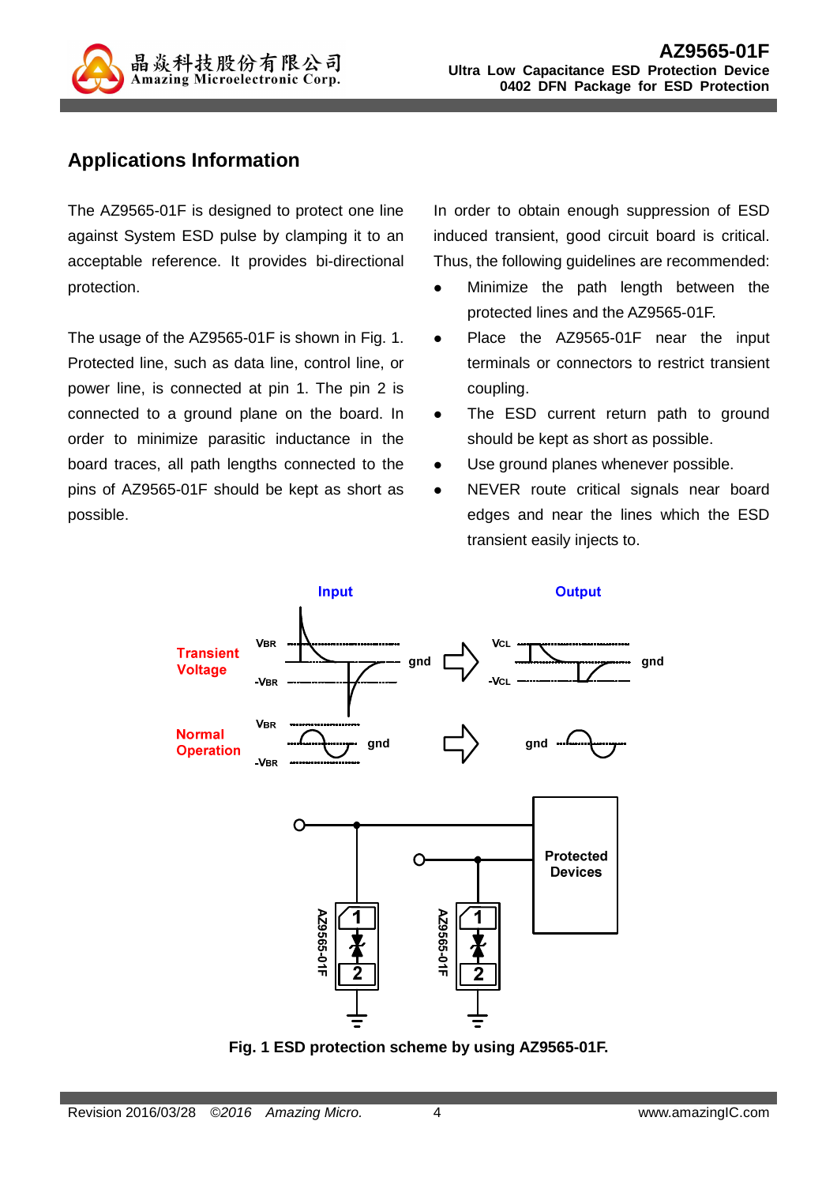## Applications Information

The AZ9565-01F is designed to protect one line against System ESD pulse by clamping it to an acceptable reference. It provides bi-directional protection.

The usage of the AZ9565-01F is shown in Fig. 1. Protected line, such as data line, control line, or power line, is connected at pin 1. The pin 2 is connected to a ground plane on the board. In order to minimize parasitic inductance in the board traces, all path lengths connected to the pins of AZ9565-01F should be kept as short as possible.

In order to obtain enough suppression of ESD induced transient, good circuit board is critical. Thus, the following guidelines are recommended:

- Minimize the path length between the protected lines and the AZ9565-01F.
- Place the AZ9565-01F near the input terminals or connectors to restrict transient coupling.
- The ESD current return path to ground should be kept as short as possible.
- Use ground planes whenever possible.
- NEVER route critical signals near board edges and near the lines which the ESD transient easily injects to.

Fig. 1 ESD protection scheme by using AZ9565-01F.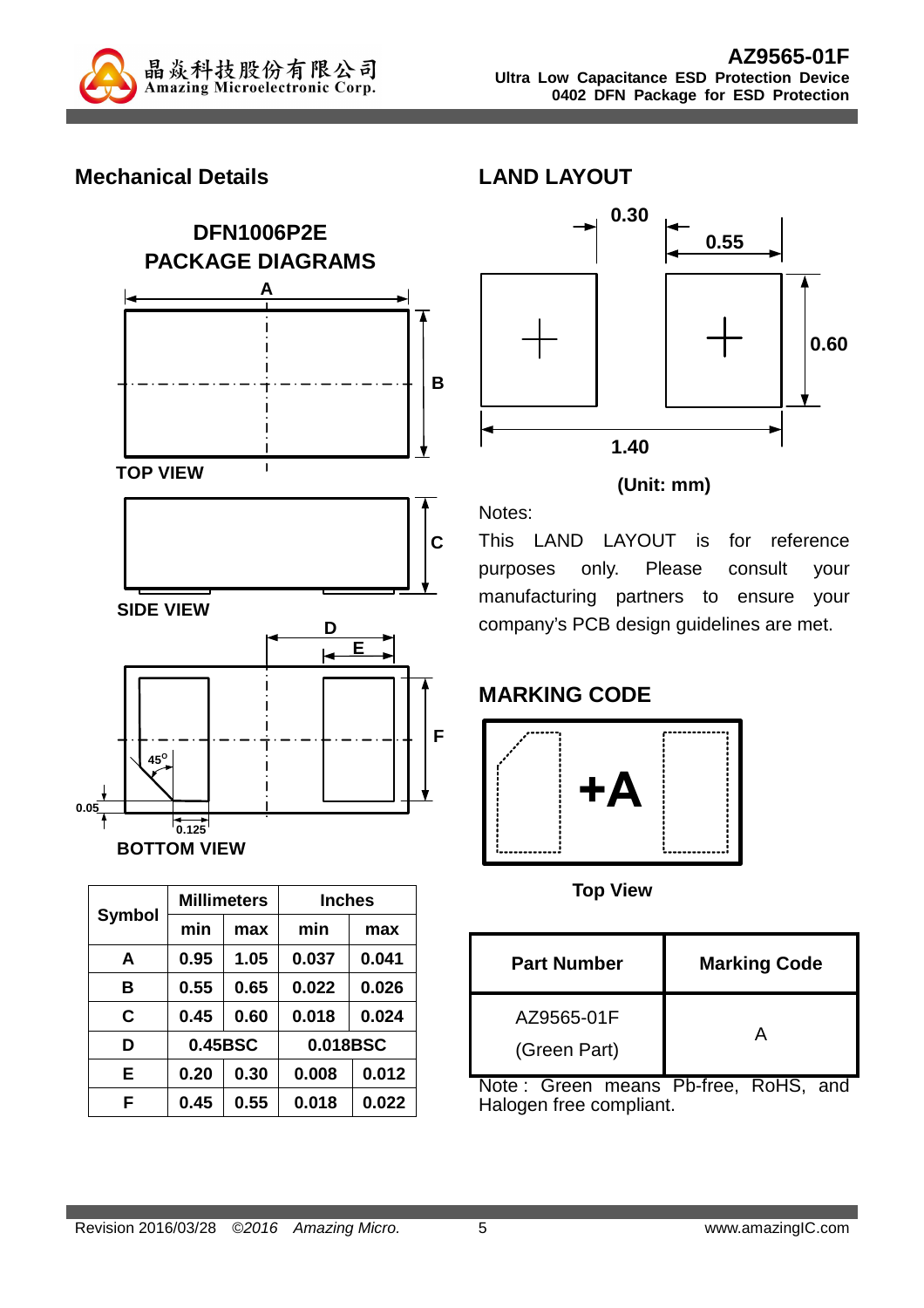## Mechanical Details

### DFN1006P2E PACKAGE DIAGRAMS

TOP VIEW

SIDE VIEW

BOTTOM VIEW

| Symbol | Millimeters | | Inches | |
|---|---|---|---|---|
| | min | max | min | max |
| A | 0.95 | 1.05 | 0.037 | 0.041 |
| B | 0.55 | 0.65 | 0.022 | 0.026 |
| C | 0.45 | 0.60 | 0.018 | 0.024 |
| D | 0.45BSC | | 0.018BSC | |
| E | 0.20 | 0.30 | 0.008 | 0.012 |
| F | 0.45 | 0.55 | 0.018 | 0.022 |

## LAND LAYOUT

(Unit: mm)

Notes:

This LAND LAYOUT is for reference purposes only. Please consult your manufacturing partners to ensure your company's PCB design guidelines are met.

## MARKING CODE

Top View

| Part Number | Marking Code |
|---|---|
| AZ9565-01F (Green Part) | A |

Note : Green means Pb-free, RoHS, and Halogen free compliant.

Revision 2016/03/28 *©2016 Amazing Micro.* www.amazingIC.com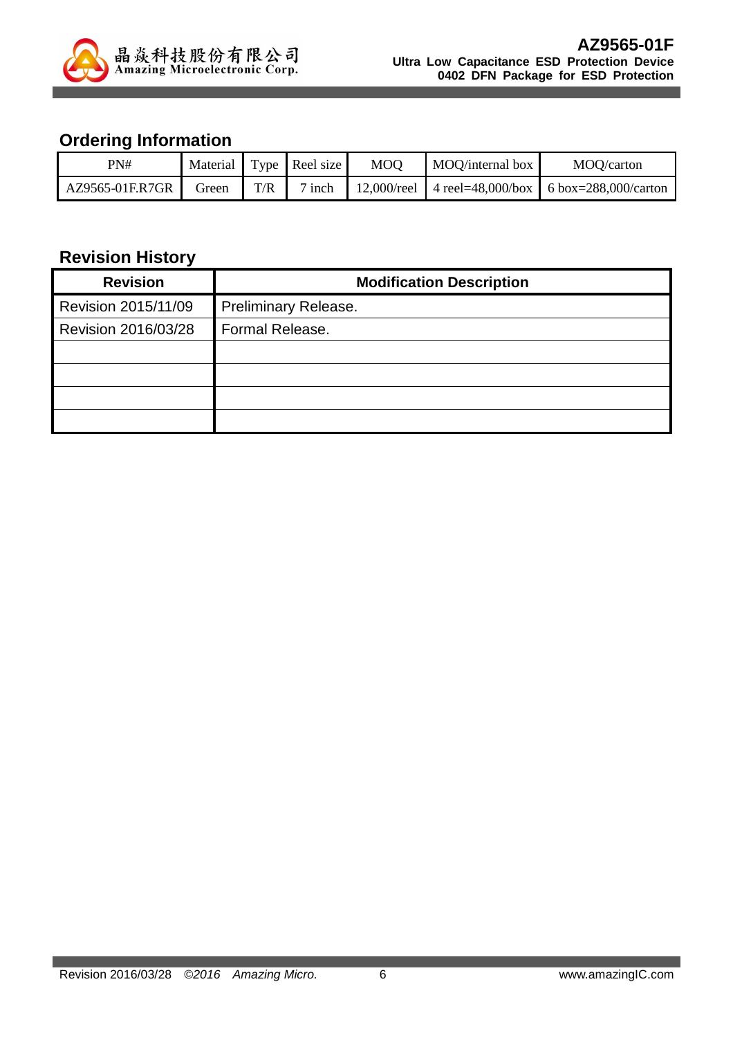## Ordering Information

| PN# | Material | Type | Reel size | MOQ | MOQ/internal box | MOQ/carton |
|---|---|---|---|---|---|---|
| AZ9565-01F.R7GR | Green | T/R | 7 inch | 12,000/reel | 4 reel=48,000/box | 6 box=288,000/carton |

## Revision History

| Revision | Modification Description |
|---|---|
| Revision 2015/11/09 | Preliminary Release. |
| Revision 2016/03/28 | Formal Release. |
| | |
| | |
| | |
| | |